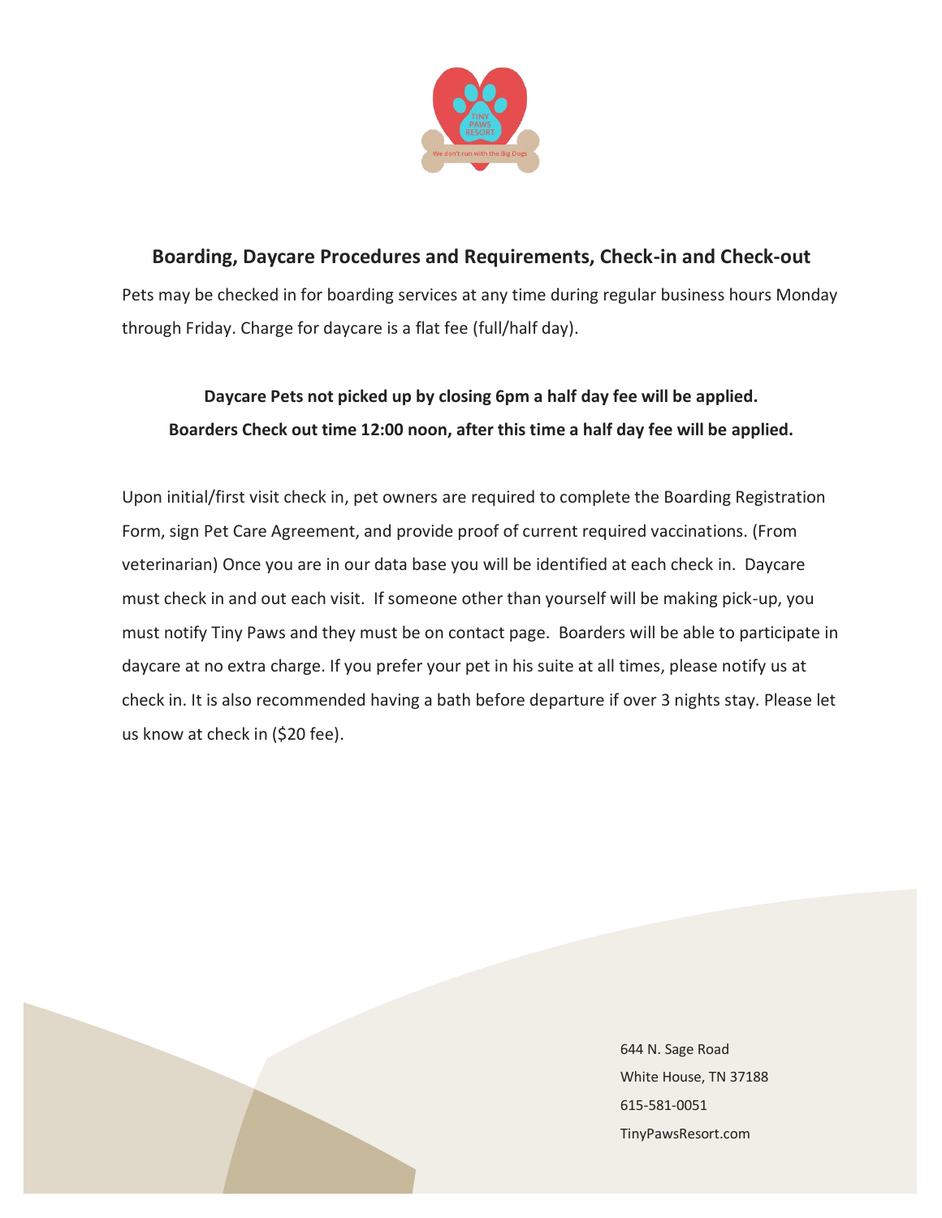## Boarding, Daycare Procedures and Requirements, Check-in and Check-out

Pets may be checked in for boarding services at any time during regular business hours Monday through Friday. Charge for daycare is a flat fee (full/half day).

**Daycare Pets not picked up by closing 6pm a half day fee will be applied.**
**Boarders Check out time 12:00 noon, after this time a half day fee will be applied.**

Upon initial/first visit check in, pet owners are required to complete the Boarding Registration Form, sign Pet Care Agreement, and provide proof of current required vaccinations. (From veterinarian) Once you are in our data base you will be identified at each check in. Daycare must check in and out each visit. If someone other than yourself will be making pick-up, you must notify Tiny Paws and they must be on contact page. Boarders will be able to participate in daycare at no extra charge. If you prefer your pet in his suite at all times, please notify us at check in. It is also recommended having a bath before departure if over 3 nights stay. Please let us know at check in ($20 fee).

644 N. Sage Road
White House, TN 37188
615-581-0051
TinyPawsResort.com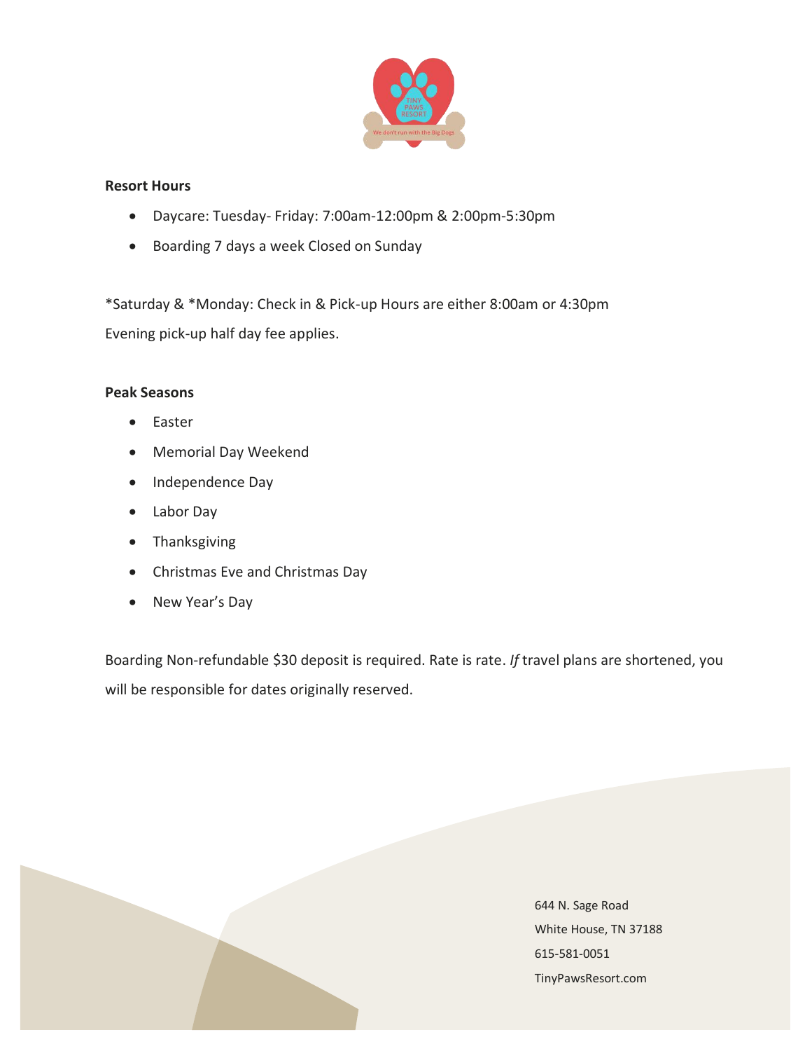**Resort Hours**

- Daycare: Tuesday- Friday: 7:00am-12:00pm & 2:00pm-5:30pm
- Boarding 7 days a week Closed on Sunday

*Saturday & *Monday: Check in & Pick-up Hours are either 8:00am or 4:30pm

Evening pick-up half day fee applies.

**Peak Seasons**

- Easter
- Memorial Day Weekend
- Independence Day
- Labor Day
- Thanksgiving
- Christmas Eve and Christmas Day
- New Year's Day

Boarding Non-refundable $30 deposit is required. Rate is rate. *If* travel plans are shortened, you will be responsible for dates originally reserved.

644 N. Sage Road

White House, TN 37188

615-581-0051

TinyPawsResort.com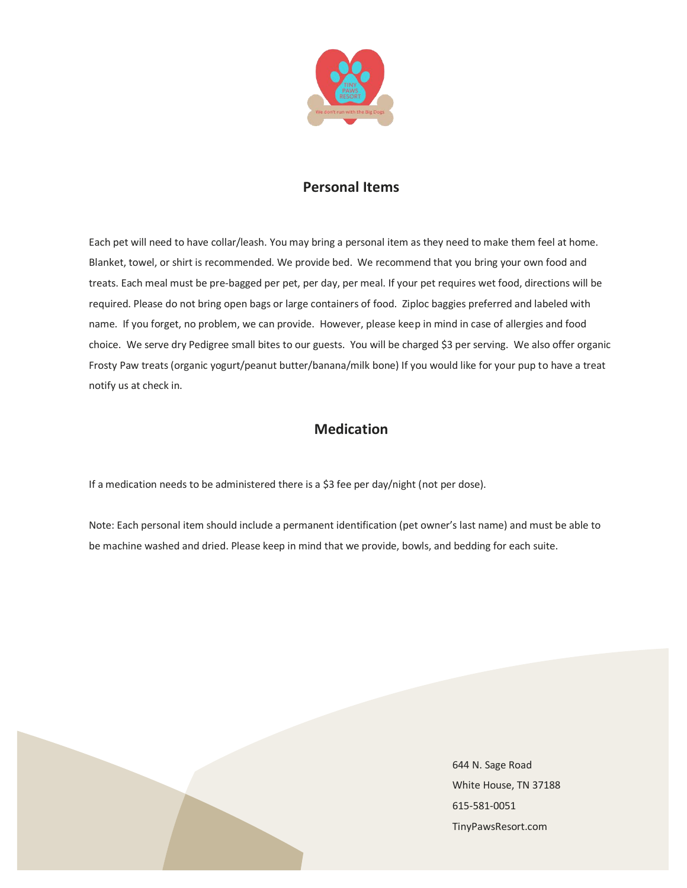## Personal Items

Each pet will need to have collar/leash. You may bring a personal item as they need to make them feel at home. Blanket, towel, or shirt is recommended. We provide bed. We recommend that you bring your own food and treats. Each meal must be pre-bagged per pet, per day, per meal. If your pet requires wet food, directions will be required. Please do not bring open bags or large containers of food. Ziploc baggies preferred and labeled with name. If you forget, no problem, we can provide. However, please keep in mind in case of allergies and food choice. We serve dry Pedigree small bites to our guests. You will be charged $3 per serving. We also offer organic Frosty Paw treats (organic yogurt/peanut butter/banana/milk bone) If you would like for your pup to have a treat notify us at check in.

## Medication

If a medication needs to be administered there is a $3 fee per day/night (not per dose).

Note: Each personal item should include a permanent identification (pet owner's last name) and must be able to be machine washed and dried. Please keep in mind that we provide, bowls, and bedding for each suite.

644 N. Sage Road
White House, TN 37188
615-581-0051
TinyPawsResort.com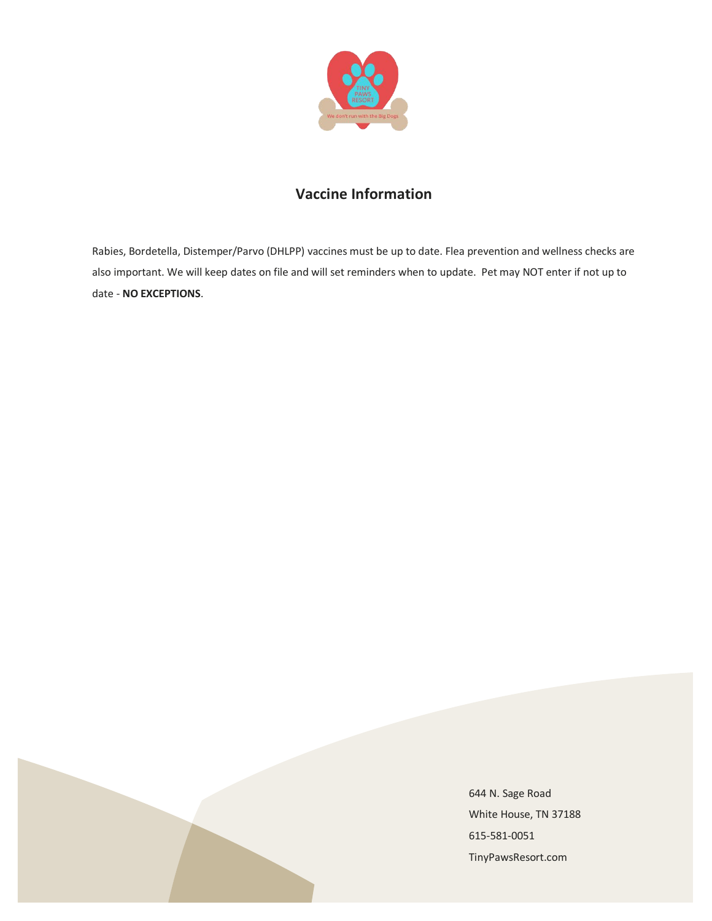## Vaccine Information

Rabies, Bordetella, Distemper/Parvo (DHLPP) vaccines must be up to date. Flea prevention and wellness checks are also important. We will keep dates on file and will set reminders when to update. Pet may NOT enter if not up to date - **NO EXCEPTIONS**.

644 N. Sage Road
White House, TN 37188
615-581-0051
TinyPawsResort.com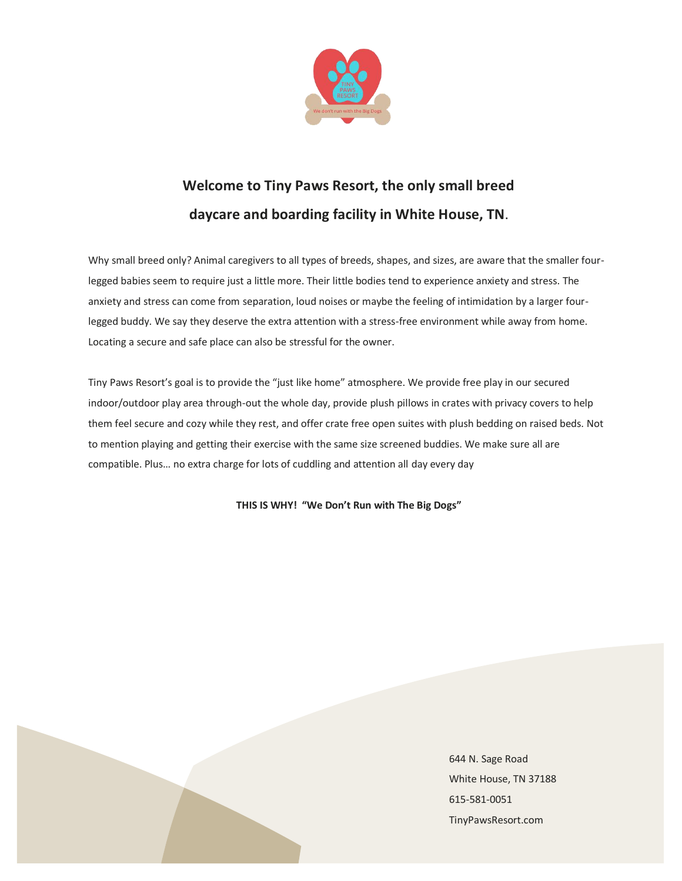## Welcome to Tiny Paws Resort, the only small breed daycare and boarding facility in White House, TN.

Why small breed only? Animal caregivers to all types of breeds, shapes, and sizes, are aware that the smaller four-legged babies seem to require just a little more. Their little bodies tend to experience anxiety and stress. The anxiety and stress can come from separation, loud noises or maybe the feeling of intimidation by a larger four-legged buddy. We say they deserve the extra attention with a stress-free environment while away from home. Locating a secure and safe place can also be stressful for the owner.

Tiny Paws Resort's goal is to provide the "just like home" atmosphere. We provide free play in our secured indoor/outdoor play area through-out the whole day, provide plush pillows in crates with privacy covers to help them feel secure and cozy while they rest, and offer crate free open suites with plush bedding on raised beds. Not to mention playing and getting their exercise with the same size screened buddies. We make sure all are compatible. Plus… no extra charge for lots of cuddling and attention all day every day

**THIS IS WHY! "We Don't Run with The Big Dogs"**

644 N. Sage Road
White House, TN 37188
615-581-0051
TinyPawsResort.com